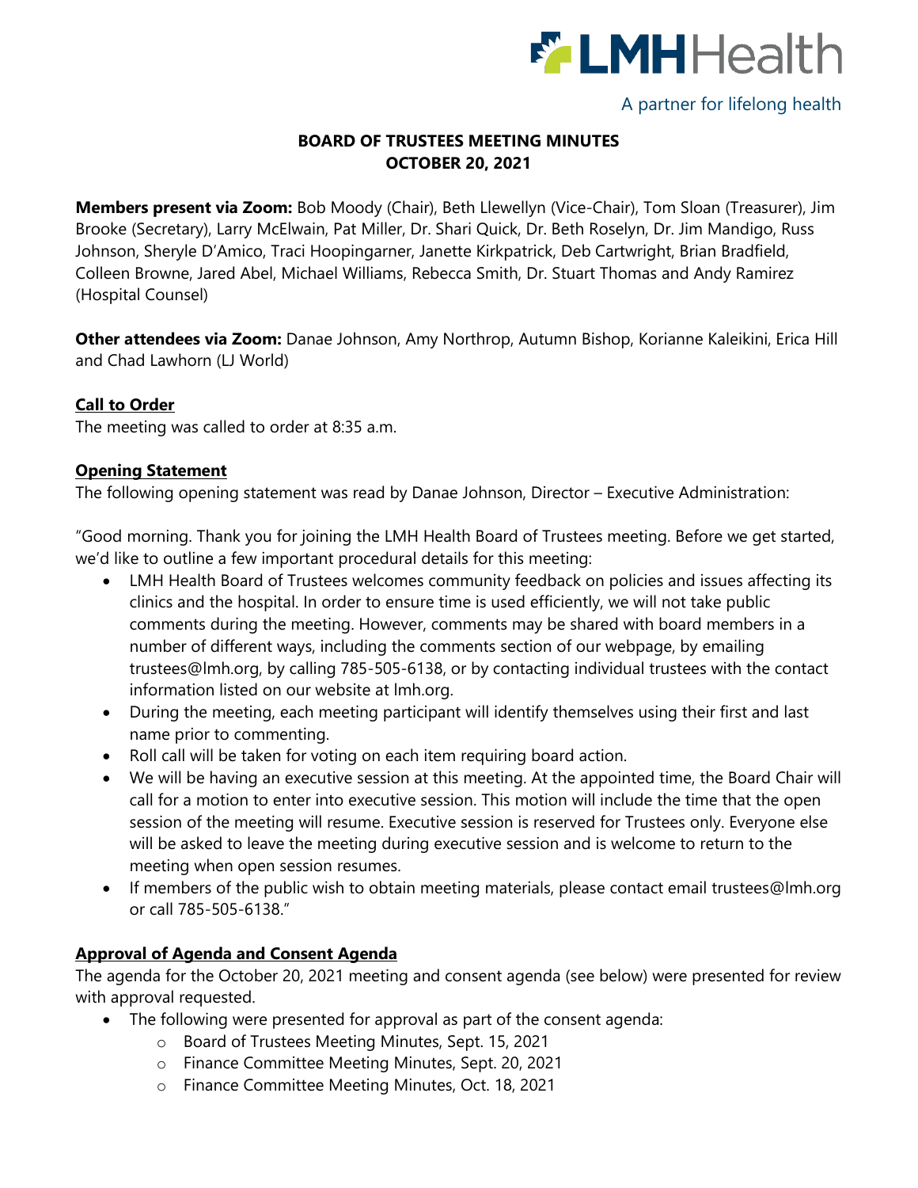LMHHealth

A partner for lifelong health

# BOARD OF TRUSTEES MEETING MINUTES
## OCTOBER 20, 2021

**Members present via Zoom:** Bob Moody (Chair), Beth Llewellyn (Vice-Chair), Tom Sloan (Treasurer), Jim Brooke (Secretary), Larry McElwain, Pat Miller, Dr. Shari Quick, Dr. Beth Roselyn, Dr. Jim Mandigo, Russ Johnson, Sheryle D'Amico, Traci Hoopingarner, Janette Kirkpatrick, Deb Cartwright, Brian Bradfield, Colleen Browne, Jared Abel, Michael Williams, Rebecca Smith, Dr. Stuart Thomas and Andy Ramirez (Hospital Counsel)

**Other attendees via Zoom:** Danae Johnson, Amy Northrop, Autumn Bishop, Korianne Kaleikini, Erica Hill and Chad Lawhorn (LJ World)

### Call to Order

The meeting was called to order at 8:35 a.m.

### Opening Statement

The following opening statement was read by Danae Johnson, Director – Executive Administration:

"Good morning. Thank you for joining the LMH Health Board of Trustees meeting. Before we get started, we'd like to outline a few important procedural details for this meeting:

- LMH Health Board of Trustees welcomes community feedback on policies and issues affecting its clinics and the hospital. In order to ensure time is used efficiently, we will not take public comments during the meeting. However, comments may be shared with board members in a number of different ways, including the comments section of our webpage, by emailing trustees@lmh.org, by calling 785-505-6138, or by contacting individual trustees with the contact information listed on our website at lmh.org.
- During the meeting, each meeting participant will identify themselves using their first and last name prior to commenting.
- Roll call will be taken for voting on each item requiring board action.
- We will be having an executive session at this meeting. At the appointed time, the Board Chair will call for a motion to enter into executive session. This motion will include the time that the open session of the meeting will resume. Executive session is reserved for Trustees only. Everyone else will be asked to leave the meeting during executive session and is welcome to return to the meeting when open session resumes.
- If members of the public wish to obtain meeting materials, please contact email trustees@lmh.org or call 785-505-6138."

### Approval of Agenda and Consent Agenda

The agenda for the October 20, 2021 meeting and consent agenda (see below) were presented for review with approval requested.

- The following were presented for approval as part of the consent agenda:
  - Board of Trustees Meeting Minutes, Sept. 15, 2021
  - Finance Committee Meeting Minutes, Sept. 20, 2021
  - Finance Committee Meeting Minutes, Oct. 18, 2021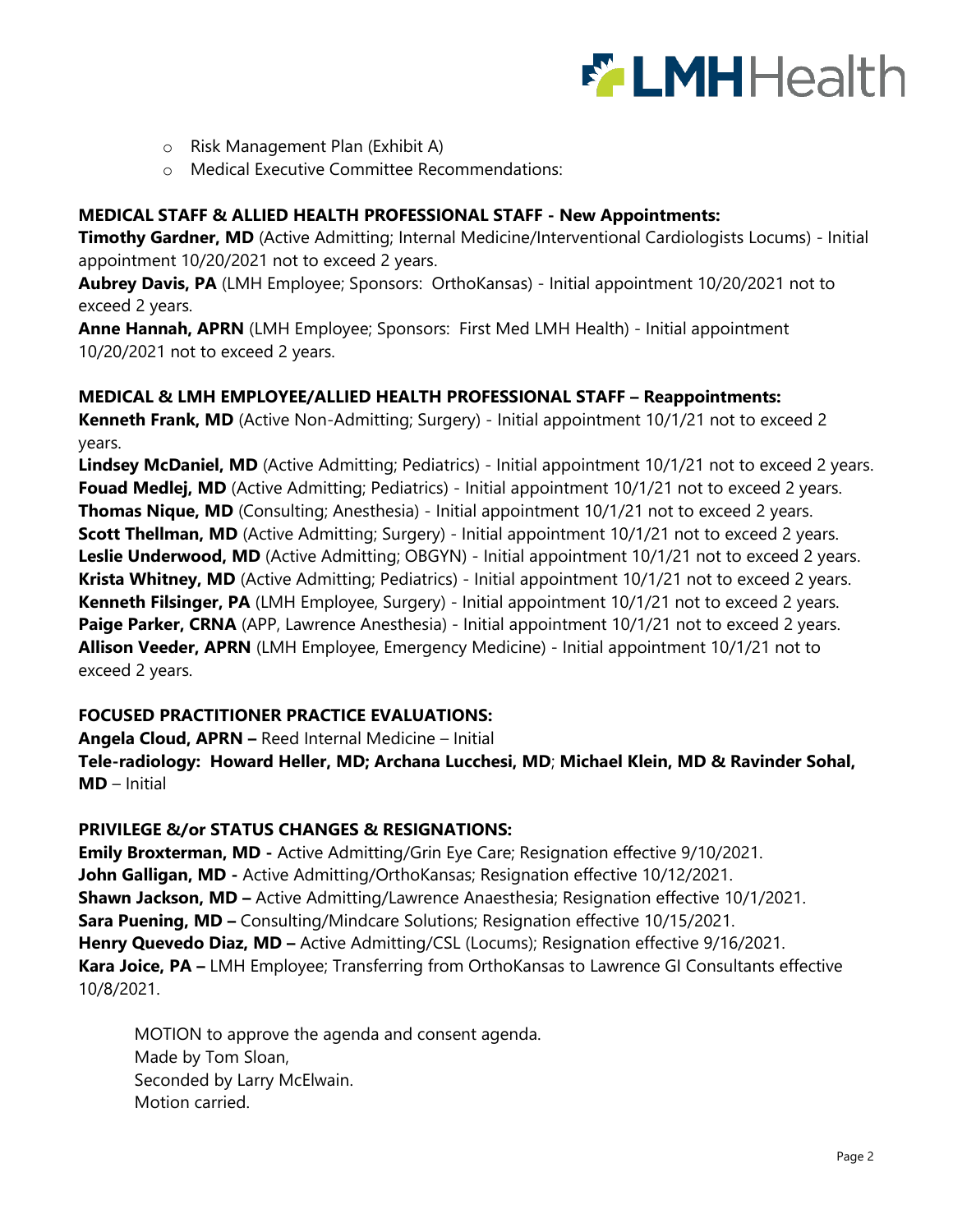- Risk Management Plan (Exhibit A)
- Medical Executive Committee Recommendations:

**MEDICAL STAFF & ALLIED HEALTH PROFESSIONAL STAFF - New Appointments:**

**Timothy Gardner, MD** (Active Admitting; Internal Medicine/Interventional Cardiologists Locums) - Initial appointment 10/20/2021 not to exceed 2 years.
**Aubrey Davis, PA** (LMH Employee; Sponsors: OrthoKansas) - Initial appointment 10/20/2021 not to exceed 2 years.
**Anne Hannah, APRN** (LMH Employee; Sponsors: First Med LMH Health) - Initial appointment 10/20/2021 not to exceed 2 years.

**MEDICAL & LMH EMPLOYEE/ALLIED HEALTH PROFESSIONAL STAFF – Reappointments:**

**Kenneth Frank, MD** (Active Non-Admitting; Surgery) - Initial appointment 10/1/21 not to exceed 2 years.
**Lindsey McDaniel, MD** (Active Admitting; Pediatrics) - Initial appointment 10/1/21 not to exceed 2 years.
**Fouad Medlej, MD** (Active Admitting; Pediatrics) - Initial appointment 10/1/21 not to exceed 2 years.
**Thomas Nique, MD** (Consulting; Anesthesia) - Initial appointment 10/1/21 not to exceed 2 years.
**Scott Thellman, MD** (Active Admitting; Surgery) - Initial appointment 10/1/21 not to exceed 2 years.
**Leslie Underwood, MD** (Active Admitting; OBGYN) - Initial appointment 10/1/21 not to exceed 2 years.
**Krista Whitney, MD** (Active Admitting; Pediatrics) - Initial appointment 10/1/21 not to exceed 2 years.
**Kenneth Filsinger, PA** (LMH Employee, Surgery) - Initial appointment 10/1/21 not to exceed 2 years.
**Paige Parker, CRNA** (APP, Lawrence Anesthesia) - Initial appointment 10/1/21 not to exceed 2 years.
**Allison Veeder, APRN** (LMH Employee, Emergency Medicine) - Initial appointment 10/1/21 not to exceed 2 years.

**FOCUSED PRACTITIONER PRACTICE EVALUATIONS:**

**Angela Cloud, APRN –** Reed Internal Medicine – Initial
**Tele-radiology: Howard Heller, MD; Archana Lucchesi, MD**; **Michael Klein, MD & Ravinder Sohal, MD** – Initial

**PRIVILEGE &/or STATUS CHANGES & RESIGNATIONS:**

**Emily Broxterman, MD -** Active Admitting/Grin Eye Care; Resignation effective 9/10/2021.
**John Galligan, MD -** Active Admitting/OrthoKansas; Resignation effective 10/12/2021.
**Shawn Jackson, MD –** Active Admitting/Lawrence Anaesthesia; Resignation effective 10/1/2021.
**Sara Puening, MD –** Consulting/Mindcare Solutions; Resignation effective 10/15/2021.
**Henry Quevedo Diaz, MD –** Active Admitting/CSL (Locums); Resignation effective 9/16/2021.
**Kara Joice, PA –** LMH Employee; Transferring from OrthoKansas to Lawrence GI Consultants effective 10/8/2021.

MOTION to approve the agenda and consent agenda.
Made by Tom Sloan,
Seconded by Larry McElwain.
Motion carried.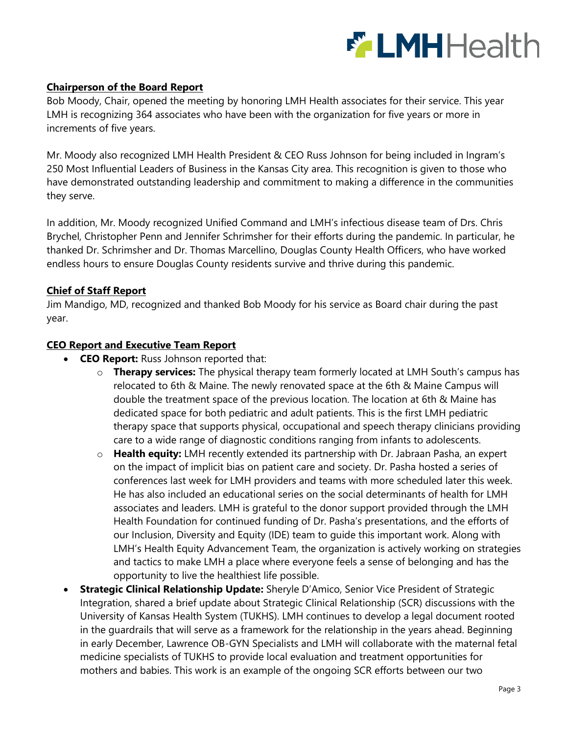**Chairperson of the Board Report**

Bob Moody, Chair, opened the meeting by honoring LMH Health associates for their service. This year LMH is recognizing 364 associates who have been with the organization for five years or more in increments of five years.

Mr. Moody also recognized LMH Health President & CEO Russ Johnson for being included in Ingram's 250 Most Influential Leaders of Business in the Kansas City area. This recognition is given to those who have demonstrated outstanding leadership and commitment to making a difference in the communities they serve.

In addition, Mr. Moody recognized Unified Command and LMH's infectious disease team of Drs. Chris Brychel, Christopher Penn and Jennifer Schrimsher for their efforts during the pandemic. In particular, he thanked Dr. Schrimsher and Dr. Thomas Marcellino, Douglas County Health Officers, who have worked endless hours to ensure Douglas County residents survive and thrive during this pandemic.

**Chief of Staff Report**

Jim Mandigo, MD, recognized and thanked Bob Moody for his service as Board chair during the past year.

**CEO Report and Executive Team Report**

- **CEO Report:** Russ Johnson reported that:
  - **Therapy services:** The physical therapy team formerly located at LMH South's campus has relocated to 6th & Maine. The newly renovated space at the 6th & Maine Campus will double the treatment space of the previous location. The location at 6th & Maine has dedicated space for both pediatric and adult patients. This is the first LMH pediatric therapy space that supports physical, occupational and speech therapy clinicians providing care to a wide range of diagnostic conditions ranging from infants to adolescents.
  - **Health equity:** LMH recently extended its partnership with Dr. Jabraan Pasha, an expert on the impact of implicit bias on patient care and society. Dr. Pasha hosted a series of conferences last week for LMH providers and teams with more scheduled later this week. He has also included an educational series on the social determinants of health for LMH associates and leaders. LMH is grateful to the donor support provided through the LMH Health Foundation for continued funding of Dr. Pasha's presentations, and the efforts of our Inclusion, Diversity and Equity (IDE) team to guide this important work. Along with LMH's Health Equity Advancement Team, the organization is actively working on strategies and tactics to make LMH a place where everyone feels a sense of belonging and has the opportunity to live the healthiest life possible.
- **Strategic Clinical Relationship Update:** Sheryle D'Amico, Senior Vice President of Strategic Integration, shared a brief update about Strategic Clinical Relationship (SCR) discussions with the University of Kansas Health System (TUKHS). LMH continues to develop a legal document rooted in the guardrails that will serve as a framework for the relationship in the years ahead. Beginning in early December, Lawrence OB-GYN Specialists and LMH will collaborate with the maternal fetal medicine specialists of TUKHS to provide local evaluation and treatment opportunities for mothers and babies. This work is an example of the ongoing SCR efforts between our two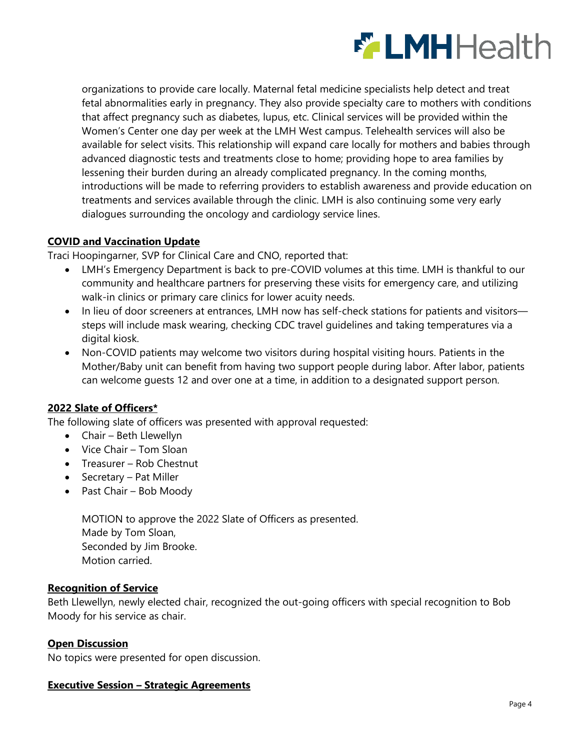organizations to provide care locally. Maternal fetal medicine specialists help detect and treat fetal abnormalities early in pregnancy. They also provide specialty care to mothers with conditions that affect pregnancy such as diabetes, lupus, etc. Clinical services will be provided within the Women's Center one day per week at the LMH West campus. Telehealth services will also be available for select visits. This relationship will expand care locally for mothers and babies through advanced diagnostic tests and treatments close to home; providing hope to area families by lessening their burden during an already complicated pregnancy. In the coming months, introductions will be made to referring providers to establish awareness and provide education on treatments and services available through the clinic. LMH is also continuing some very early dialogues surrounding the oncology and cardiology service lines.

**COVID and Vaccination Update**

Traci Hoopingarner, SVP for Clinical Care and CNO, reported that:

- LMH's Emergency Department is back to pre-COVID volumes at this time. LMH is thankful to our community and healthcare partners for preserving these visits for emergency care, and utilizing walk-in clinics or primary care clinics for lower acuity needs.
- In lieu of door screeners at entrances, LMH now has self-check stations for patients and visitors—steps will include mask wearing, checking CDC travel guidelines and taking temperatures via a digital kiosk.
- Non-COVID patients may welcome two visitors during hospital visiting hours. Patients in the Mother/Baby unit can benefit from having two support people during labor. After labor, patients can welcome guests 12 and over one at a time, in addition to a designated support person.

**2022 Slate of Officers***

The following slate of officers was presented with approval requested:

- Chair – Beth Llewellyn
- Vice Chair – Tom Sloan
- Treasurer – Rob Chestnut
- Secretary – Pat Miller
- Past Chair – Bob Moody

MOTION to approve the 2022 Slate of Officers as presented.
Made by Tom Sloan,
Seconded by Jim Brooke.
Motion carried.

**Recognition of Service**

Beth Llewellyn, newly elected chair, recognized the out-going officers with special recognition to Bob Moody for his service as chair.

**Open Discussion**

No topics were presented for open discussion.

**Executive Session – Strategic Agreements**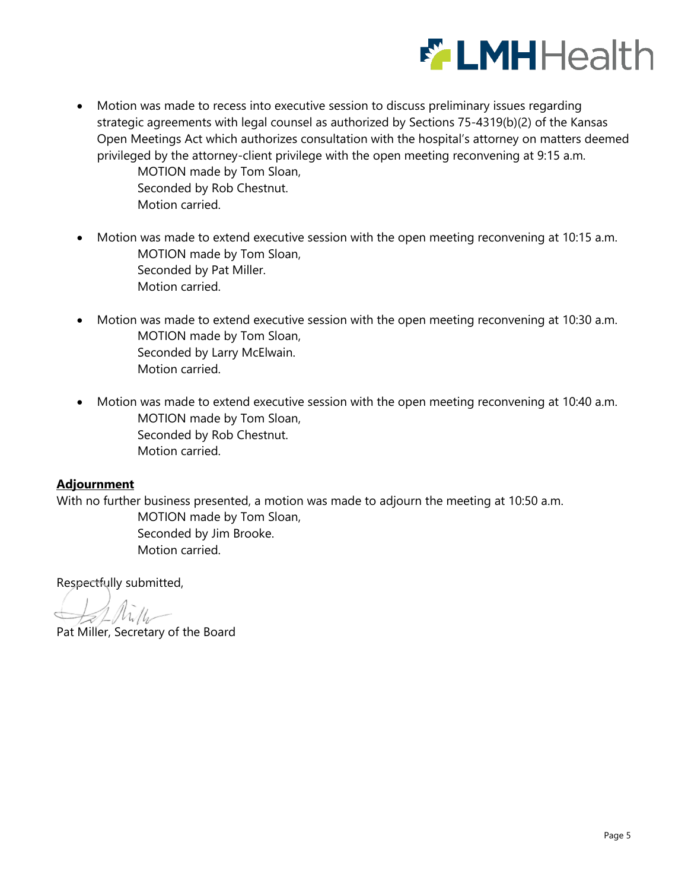- Motion was made to recess into executive session to discuss preliminary issues regarding strategic agreements with legal counsel as authorized by Sections 75-4319(b)(2) of the Kansas Open Meetings Act which authorizes consultation with the hospital's attorney on matters deemed privileged by the attorney-client privilege with the open meeting reconvening at 9:15 a.m.

  MOTION made by Tom Sloan,
  Seconded by Rob Chestnut.
  Motion carried.

- Motion was made to extend executive session with the open meeting reconvening at 10:15 a.m.

  MOTION made by Tom Sloan,
  Seconded by Pat Miller.
  Motion carried.

- Motion was made to extend executive session with the open meeting reconvening at 10:30 a.m.

  MOTION made by Tom Sloan,
  Seconded by Larry McElwain.
  Motion carried.

- Motion was made to extend executive session with the open meeting reconvening at 10:40 a.m.

  MOTION made by Tom Sloan,
  Seconded by Rob Chestnut.
  Motion carried.

**Adjournment**

With no further business presented, a motion was made to adjourn the meeting at 10:50 a.m.

MOTION made by Tom Sloan,
Seconded by Jim Brooke.
Motion carried.

Respectfully submitted,

Pat Miller, Secretary of the Board